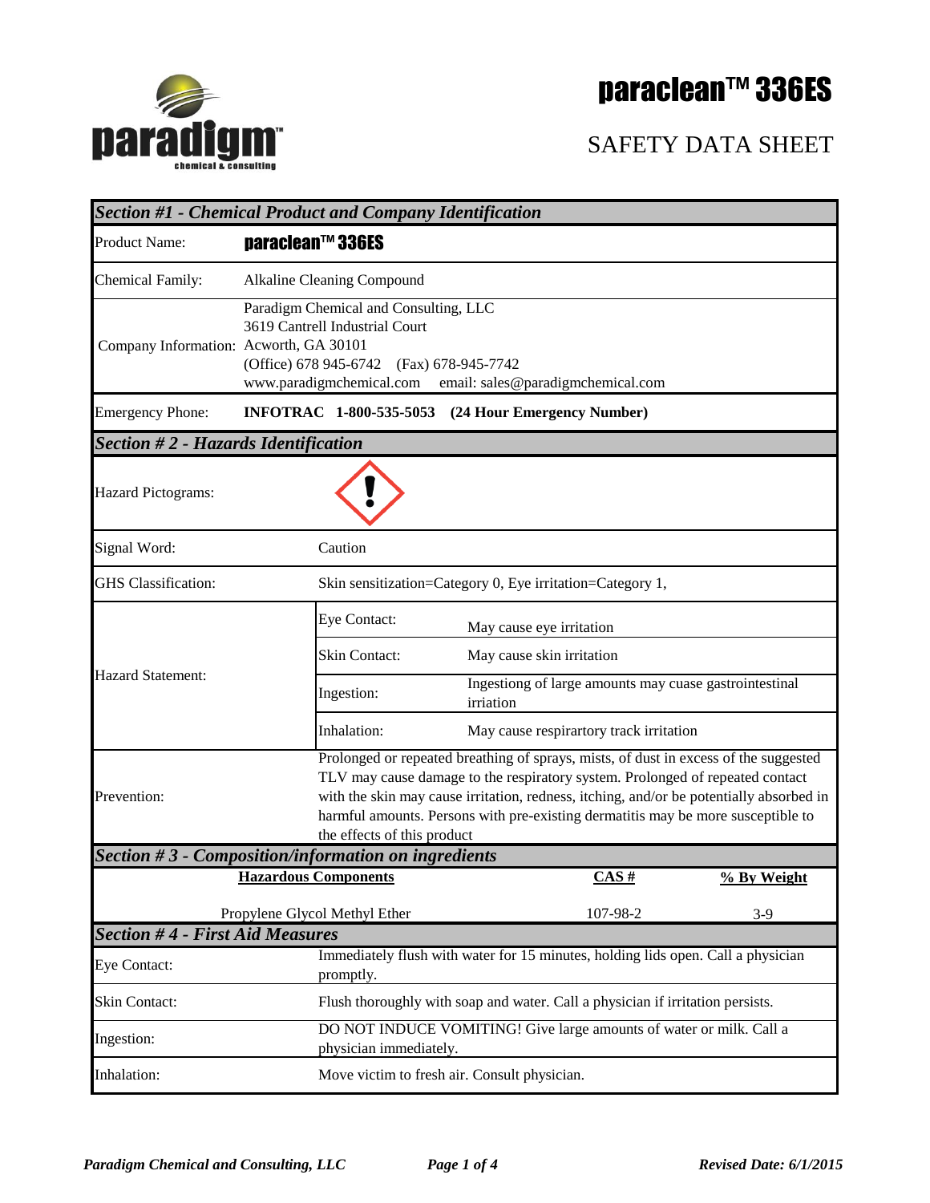# paraclean™ 336ES

## SAFETY DATA SHEET

### Section #1 - Chemical Product and Company Identification

| | |
|---|---|
| Product Name: | **paraclean™ 336ES** |
| Chemical Family: | Alkaline Cleaning Compound |
| Company Information: | Paradigm Chemical and Consulting, LLC<br>3619 Cantrell Industrial Court<br>Acworth, GA 30101<br>(Office) 678 945-6742 (Fax) 678-945-7742<br>www.paradigmchemical.com email: sales@paradigmchemical.com |
| Emergency Phone: | **INFOTRAC 1-800-535-5053 (24 Hour Emergency Number)** |

### Section # 2 - Hazards Identification

| | | |
|---|---|---|
| Hazard Pictograms: | | |
| Signal Word: | Caution | |
| GHS Classification: | Skin sensitization=Category 0, Eye irritation=Category 1, | |
| Hazard Statement: | Eye Contact: | May cause eye irritation |
| | Skin Contact: | May cause skin irritation |
| | Ingestion: | Ingestiong of large amounts may cuase gastrointestinal irriation |
| | Inhalation: | May cause respirartory track irritation |
| Prevention: | Prolonged or repeated breathing of sprays, mists, of dust in excess of the suggested TLV may cause damage to the respiratory system. Prolonged of repeated contact with the skin may cause irritation, redness, itching, and/or be potentially absorbed in harmful amounts. Persons with pre-existing dermatitis may be more susceptible to the effects of this product | |

### Section # 3 - Composition/information on ingredients

| Hazardous Components | CAS # | % By Weight |
|---|---|---|
| Propylene Glycol Methyl Ether | 107-98-2 | 3-9 |

### Section # 4 - First Aid Measures

| | |
|---|---|
| Eye Contact: | Immediately flush with water for 15 minutes, holding lids open. Call a physician promptly. |
| Skin Contact: | Flush thoroughly with soap and water. Call a physician if irritation persists. |
| Ingestion: | DO NOT INDUCE VOMITING! Give large amounts of water or milk. Call a physician immediately. |
| Inhalation: | Move victim to fresh air. Consult physician. |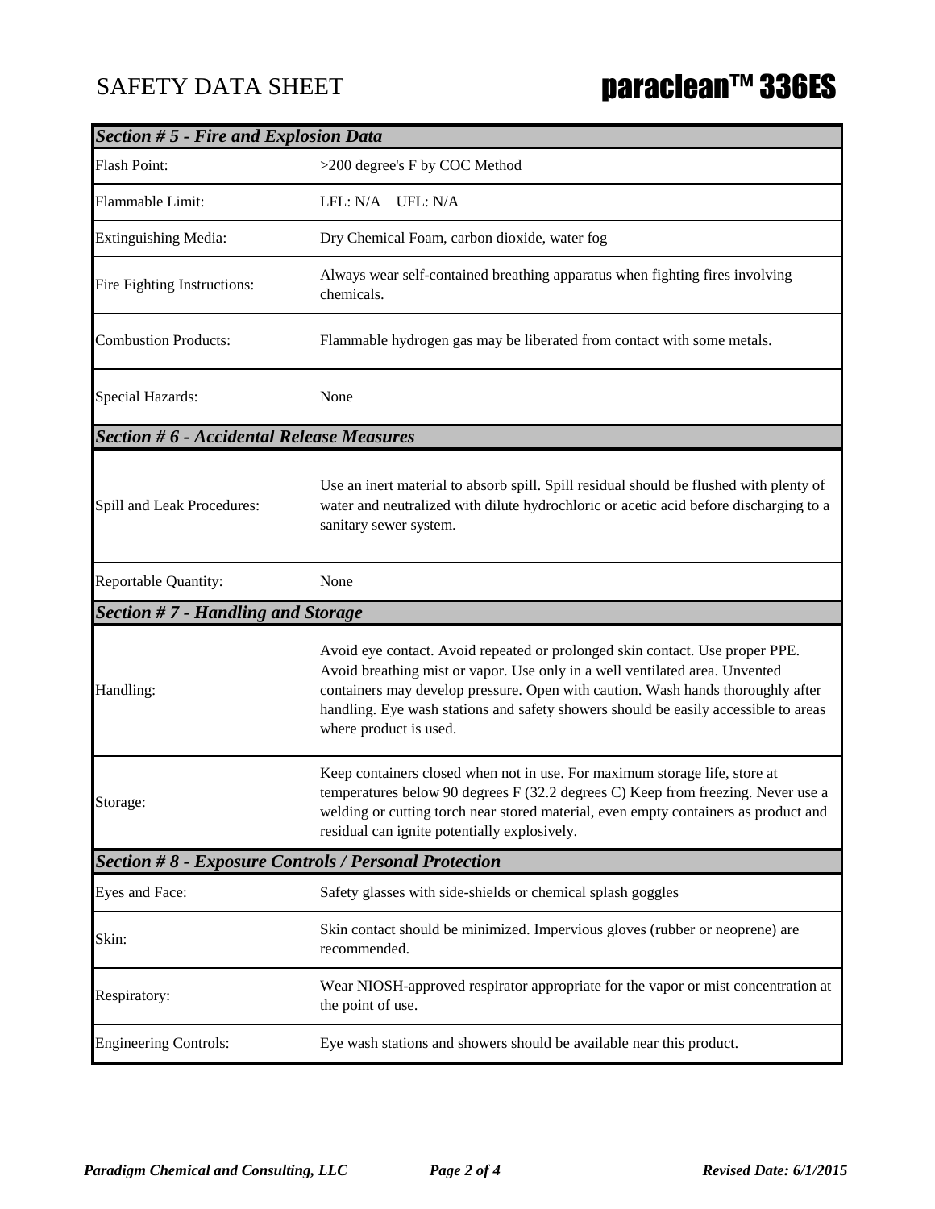## Section # 5 - Fire and Explosion Data

| | |
|---|---|
| Flash Point: | >200 degree's F by COC Method |
| Flammable Limit: | LFL: N/A UFL: N/A |
| Extinguishing Media: | Dry Chemical Foam, carbon dioxide, water fog |
| Fire Fighting Instructions: | Always wear self-contained breathing apparatus when fighting fires involving chemicals. |
| Combustion Products: | Flammable hydrogen gas may be liberated from contact with some metals. |
| Special Hazards: | None |

## Section # 6 - Accidental Release Measures

| | |
|---|---|
| Spill and Leak Procedures: | Use an inert material to absorb spill. Spill residual should be flushed with plenty of water and neutralized with dilute hydrochloric or acetic acid before discharging to a sanitary sewer system. |
| Reportable Quantity: | None |

## Section # 7 - Handling and Storage

| | |
|---|---|
| Handling: | Avoid eye contact. Avoid repeated or prolonged skin contact. Use proper PPE. Avoid breathing mist or vapor. Use only in a well ventilated area. Unvented containers may develop pressure. Open with caution. Wash hands thoroughly after handling. Eye wash stations and safety showers should be easily accessible to areas where product is used. |
| Storage: | Keep containers closed when not in use. For maximum storage life, store at temperatures below 90 degrees F (32.2 degrees C) Keep from freezing. Never use a welding or cutting torch near stored material, even empty containers as product and residual can ignite potentially explosively. |

## Section # 8 - Exposure Controls / Personal Protection

| | |
|---|---|
| Eyes and Face: | Safety glasses with side-shields or chemical splash goggles |
| Skin: | Skin contact should be minimized. Impervious gloves (rubber or neoprene) are recommended. |
| Respiratory: | Wear NIOSH-approved respirator appropriate for the vapor or mist concentration at the point of use. |
| Engineering Controls: | Eye wash stations and showers should be available near this product. |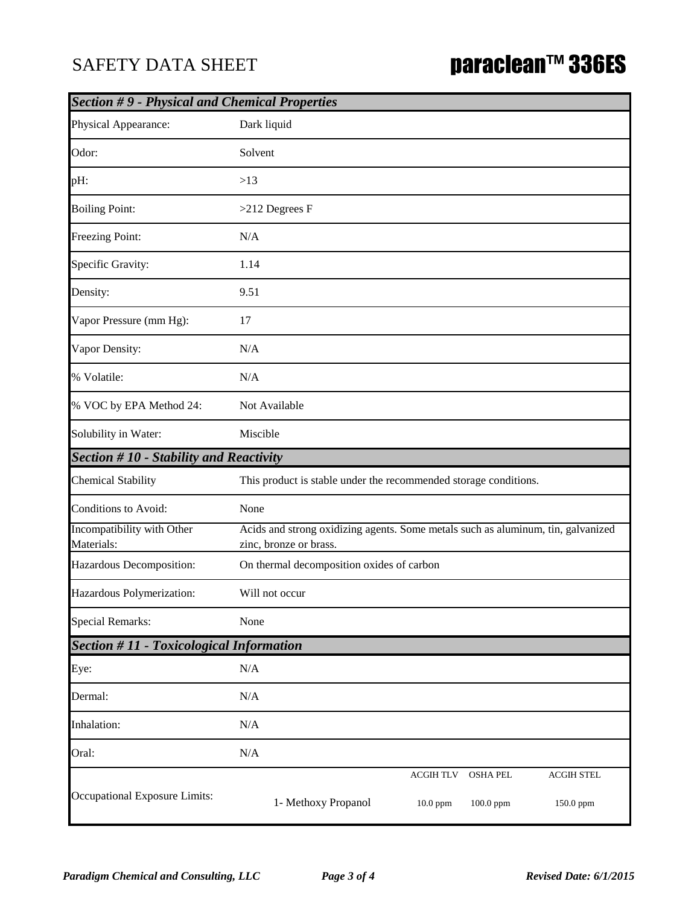# SAFETY DATA SHEET

# paraclean™ 336ES

## *Section # 9 - Physical and Chemical Properties*

| | |
|---|---|
| Physical Appearance: | Dark liquid |
| Odor: | Solvent |
| pH: | >13 |
| Boiling Point: | >212 Degrees F |
| Freezing Point: | N/A |
| Specific Gravity: | 1.14 |
| Density: | 9.51 |
| Vapor Pressure (mm Hg): | 17 |
| Vapor Density: | N/A |
| % Volatile: | N/A |
| % VOC by EPA Method 24: | Not Available |
| Solubility in Water: | Miscible |

## *Section # 10 - Stability and Reactivity*

| | |
|---|---|
| Chemical Stability | This product is stable under the recommended storage conditions. |
| Conditions to Avoid: | None |
| Incompatibility with Other Materials: | Acids and strong oxidizing agents. Some metals such as aluminum, tin, galvanized zinc, bronze or brass. |
| Hazardous Decomposition: | On thermal decomposition oxides of carbon |
| Hazardous Polymerization: | Will not occur |
| Special Remarks: | None |

## *Section # 11 - Toxicological Information*

| | |
|---|---|
| Eye: | N/A |
| Dermal: | N/A |
| Inhalation: | N/A |
| Oral: | N/A |

**Occupational Exposure Limits:**

| | ACGIH TLV | OSHA PEL | ACGIH STEL |
|---|---|---|---|
| 1- Methoxy Propanol | 10.0 ppm | 100.0 ppm | 150.0 ppm |

*Paradigm Chemical and Consulting, LLC* | *Revised Date: 6/1/2015*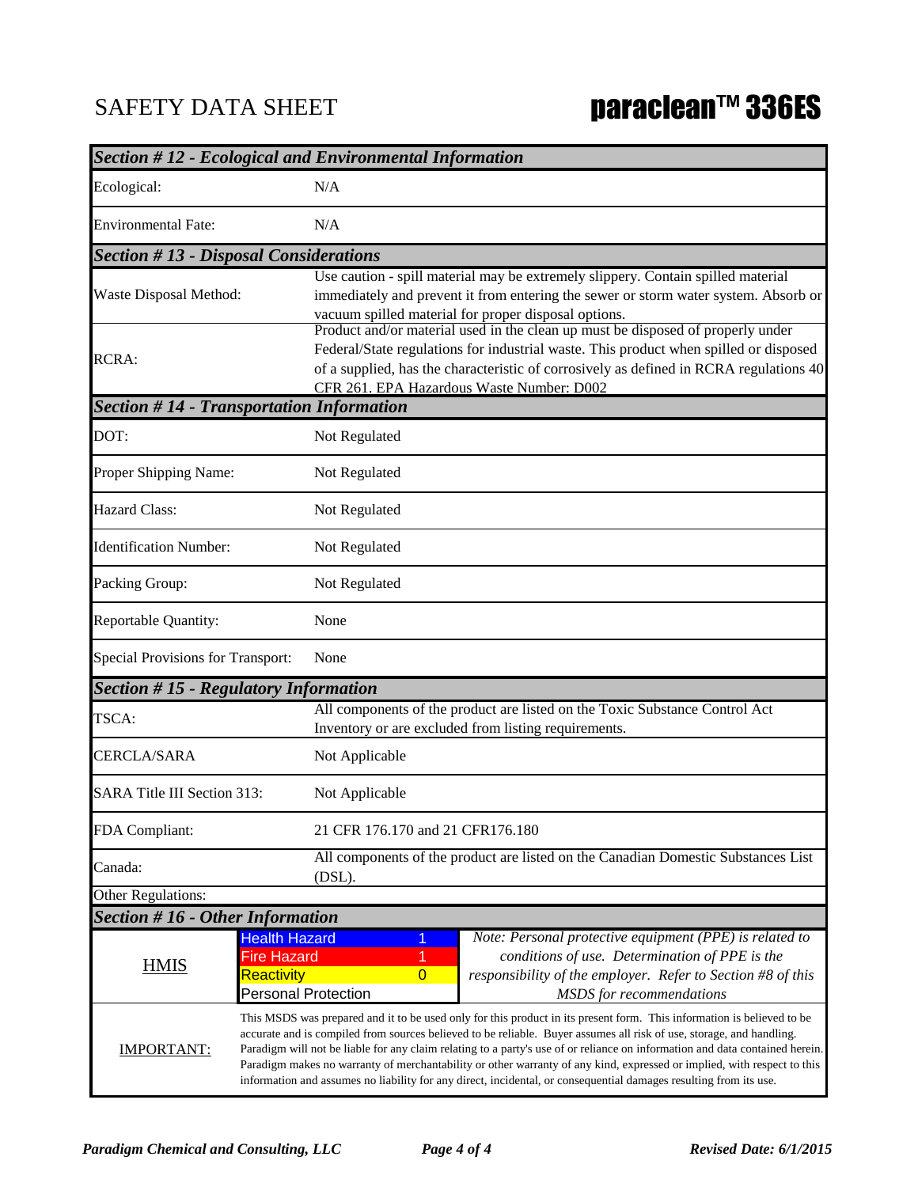SAFETY DATA SHEET

# paraclean™ 336ES

## Section # 12 - Ecological and Environmental Information

| | |
|---|---|
| Ecological: | N/A |
| Environmental Fate: | N/A |

## Section # 13 - Disposal Considerations

| | |
|---|---|
| Waste Disposal Method: | Use caution - spill material may be extremely slippery. Contain spilled material immediately and prevent it from entering the sewer or storm water system. Absorb or vacuum spilled material for proper disposal options. |
| RCRA: | Product and/or material used in the clean up must be disposed of properly under Federal/State regulations for industrial waste. This product when spilled or disposed of a supplied, has the characteristic of corrosively as defined in RCRA regulations 40 CFR 261. EPA Hazardous Waste Number: D002 |

## Section # 14 - Transportation Information

| | |
|---|---|
| DOT: | Not Regulated |
| Proper Shipping Name: | Not Regulated |
| Hazard Class: | Not Regulated |
| Identification Number: | Not Regulated |
| Packing Group: | Not Regulated |
| Reportable Quantity: | None |
| Special Provisions for Transport: | None |

## Section # 15 - Regulatory Information

| | |
|---|---|
| TSCA: | All components of the product are listed on the Toxic Substance Control Act Inventory or are excluded from listing requirements. |
| CERCLA/SARA | Not Applicable |
| SARA Title III Section 313: | Not Applicable |
| FDA Compliant: | 21 CFR 176.170 and 21 CFR176.180 |
| Canada: | All components of the product are listed on the Canadian Domestic Substances List (DSL). |
| Other Regulations: | |

## Section # 16 - Other Information

| | | | |
|---|---|---|---|
| HMIS | Health Hazard | 1 | *Note: Personal protective equipment (PPE) is related to conditions of use. Determination of PPE is the responsibility of the employer. Refer to Section #8 of this MSDS for recommendations* |
| | Fire Hazard | 1 | |
| | Reactivity | 0 | |
| | Personal Protection | | |

IMPORTANT: This MSDS was prepared and it to be used only for this product in its present form. This information is believed to be accurate and is compiled from sources believed to be reliable. Buyer assumes all risk of use, storage, and handling. Paradigm will not be liable for any claim relating to a party's use of or reliance on information and data contained herein. Paradigm makes no warranty of merchantability or other warranty of any kind, expressed or implied, with respect to this information and assumes no liability for any direct, incidental, or consequential damages resulting from its use.